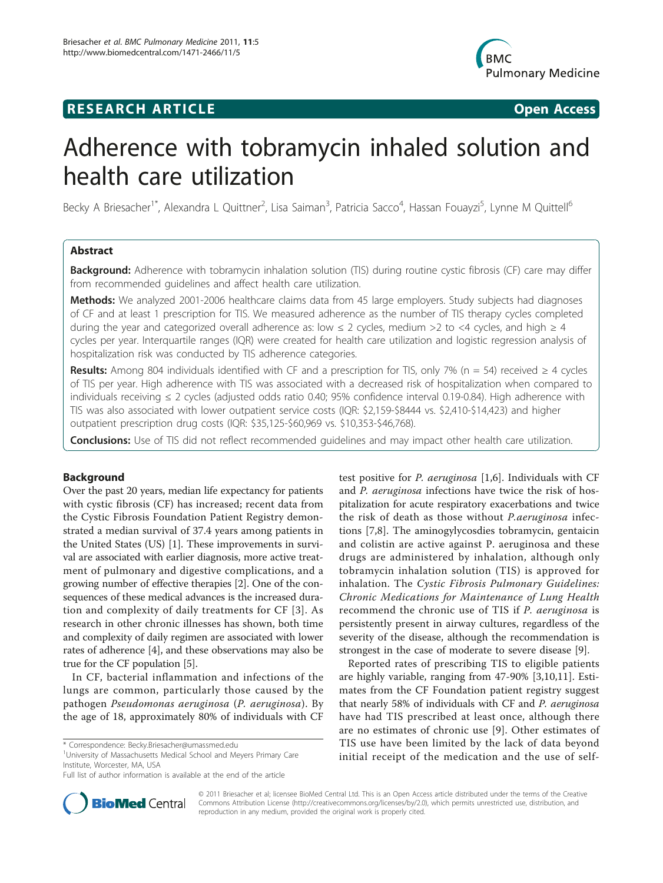RESEARCH ARTICLE **Open Access**

# Adherence with tobramycin inhaled solution and health care utilization

Becky A Briesacher[1*], Alexandra L Quittner[2], Lisa Saiman[3], Patricia Sacco[4], Hassan Fouayzi[5], Lynne M Quittell[6]

## Abstract

**Background:** Adherence with tobramycin inhalation solution (TIS) during routine cystic fibrosis (CF) care may differ from recommended guidelines and affect health care utilization.

**Methods:** We analyzed 2001-2006 healthcare claims data from 45 large employers. Study subjects had diagnoses of CF and at least 1 prescription for TIS. We measured adherence as the number of TIS therapy cycles completed during the year and categorized overall adherence as: low ≤ 2 cycles, medium >2 to <4 cycles, and high ≥ 4 cycles per year. Interquartile ranges (IQR) were created for health care utilization and logistic regression analysis of hospitalization risk was conducted by TIS adherence categories.

**Results:** Among 804 individuals identified with CF and a prescription for TIS, only 7% (n = 54) received ≥ 4 cycles of TIS per year. High adherence with TIS was associated with a decreased risk of hospitalization when compared to individuals receiving ≤ 2 cycles (adjusted odds ratio 0.40; 95% confidence interval 0.19-0.84). High adherence with TIS was also associated with lower outpatient service costs (IQR: $2,159-$8444 vs. $2,410-$14,423) and higher outpatient prescription drug costs (IQR: $35,125-$60,969 vs. $10,353-$46,768).

**Conclusions:** Use of TIS did not reflect recommended guidelines and may impact other health care utilization.

## Background

Over the past 20 years, median life expectancy for patients with cystic fibrosis (CF) has increased; recent data from the Cystic Fibrosis Foundation Patient Registry demonstrated a median survival of 37.4 years among patients in the United States (US) [1]. These improvements in survival are associated with earlier diagnosis, more active treatment of pulmonary and digestive complications, and a growing number of effective therapies [2]. One of the consequences of these medical advances is the increased duration and complexity of daily treatments for CF [3]. As research in other chronic illnesses has shown, both time and complexity of daily regimen are associated with lower rates of adherence [4], and these observations may also be true for the CF population [5].

In CF, bacterial inflammation and infections of the lungs are common, particularly those caused by the pathogen *Pseudomonas aeruginosa* (*P. aeruginosa*). By the age of 18, approximately 80% of individuals with CF test positive for *P. aeruginosa* [1,6]. Individuals with CF and *P. aeruginosa* infections have twice the risk of hospitalization for acute respiratory exacerbations and twice the risk of death as those without *P.aeruginosa* infections [7,8]. The aminogylcosdies tobramycin, gentaicin and colistin are active against P. aeruginosa and these drugs are administered by inhalation, although only tobramycin inhalation solution (TIS) is approved for inhalation. The *Cystic Fibrosis Pulmonary Guidelines: Chronic Medications for Maintenance of Lung Health* recommend the chronic use of TIS if *P. aeruginosa* is persistently present in airway cultures, regardless of the severity of the disease, although the recommendation is strongest in the case of moderate to severe disease [9].

Reported rates of prescribing TIS to eligible patients are highly variable, ranging from 47-90% [3,10,11]. Estimates from the CF Foundation patient registry suggest that nearly 58% of individuals with CF and *P. aeruginosa* have had TIS prescribed at least once, although there are no estimates of chronic use [9]. Other estimates of TIS use have been limited by the lack of data beyond initial receipt of the medication and the use of self-

\* Correspondence: Becky.Briesacher@umassmed.edu
[1]University of Massachusetts Medical School and Meyers Primary Care Institute, Worcester, MA, USA
Full list of author information is available at the end of the article

© 2011 Briesacher et al; licensee BioMed Central Ltd. This is an Open Access article distributed under the terms of the Creative Commons Attribution License (http://creativecommons.org/licenses/by/2.0), which permits unrestricted use, distribution, and reproduction in any medium, provided the original work is properly cited.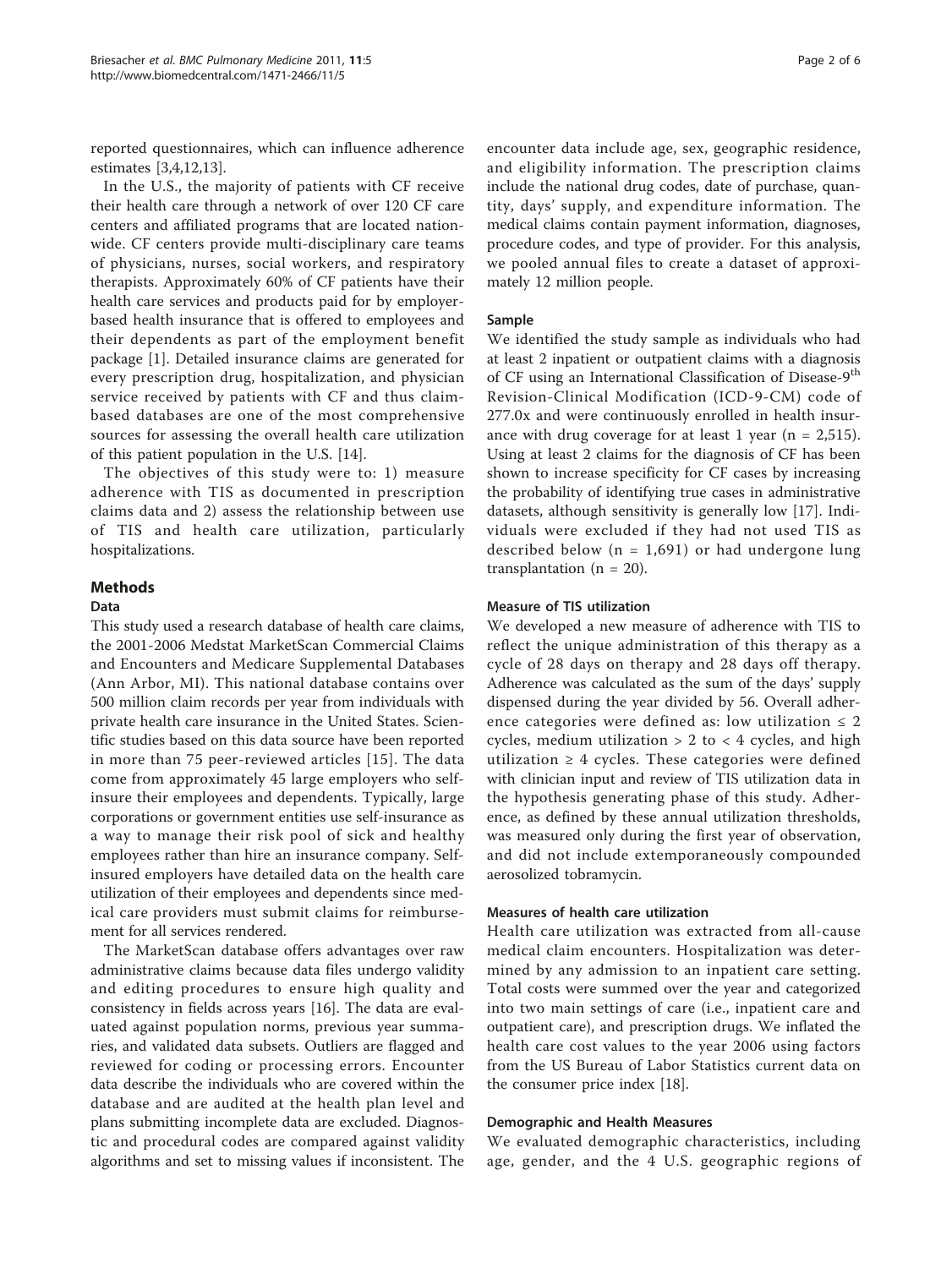reported questionnaires, which can influence adherence estimates [3,4,12,13].

In the U.S., the majority of patients with CF receive their health care through a network of over 120 CF care centers and affiliated programs that are located nationwide. CF centers provide multi-disciplinary care teams of physicians, nurses, social workers, and respiratory therapists. Approximately 60% of CF patients have their health care services and products paid for by employer-based health insurance that is offered to employees and their dependents as part of the employment benefit package [1]. Detailed insurance claims are generated for every prescription drug, hospitalization, and physician service received by patients with CF and thus claim-based databases are one of the most comprehensive sources for assessing the overall health care utilization of this patient population in the U.S. [14].

The objectives of this study were to: 1) measure adherence with TIS as documented in prescription claims data and 2) assess the relationship between use of TIS and health care utilization, particularly hospitalizations.

## Methods

### Data

This study used a research database of health care claims, the 2001-2006 Medstat MarketScan Commercial Claims and Encounters and Medicare Supplemental Databases (Ann Arbor, MI). This national database contains over 500 million claim records per year from individuals with private health care insurance in the United States. Scientific studies based on this data source have been reported in more than 75 peer-reviewed articles [15]. The data come from approximately 45 large employers who self-insure their employees and dependents. Typically, large corporations or government entities use self-insurance as a way to manage their risk pool of sick and healthy employees rather than hire an insurance company. Self-insured employers have detailed data on the health care utilization of their employees and dependents since medical care providers must submit claims for reimbursement for all services rendered.

The MarketScan database offers advantages over raw administrative claims because data files undergo validity and editing procedures to ensure high quality and consistency in fields across years [16]. The data are evaluated against population norms, previous year summaries, and validated data subsets. Outliers are flagged and reviewed for coding or processing errors. Encounter data describe the individuals who are covered within the database and are audited at the health plan level and plans submitting incomplete data are excluded. Diagnostic and procedural codes are compared against validity algorithms and set to missing values if inconsistent. The encounter data include age, sex, geographic residence, and eligibility information. The prescription claims include the national drug codes, date of purchase, quantity, days' supply, and expenditure information. The medical claims contain payment information, diagnoses, procedure codes, and type of provider. For this analysis, we pooled annual files to create a dataset of approximately 12 million people.

### Sample

We identified the study sample as individuals who had at least 2 inpatient or outpatient claims with a diagnosis of CF using an International Classification of Disease-9[th] Revision-Clinical Modification (ICD-9-CM) code of 277.0x and were continuously enrolled in health insurance with drug coverage for at least 1 year (n = 2,515). Using at least 2 claims for the diagnosis of CF has been shown to increase specificity for CF cases by increasing the probability of identifying true cases in administrative datasets, although sensitivity is generally low [17]. Individuals were excluded if they had not used TIS as described below (n = 1,691) or had undergone lung transplantation (n = 20).

### Measure of TIS utilization

We developed a new measure of adherence with TIS to reflect the unique administration of this therapy as a cycle of 28 days on therapy and 28 days off therapy. Adherence was calculated as the sum of the days' supply dispensed during the year divided by 56. Overall adherence categories were defined as: low utilization ≤ 2 cycles, medium utilization > 2 to < 4 cycles, and high utilization ≥ 4 cycles. These categories were defined with clinician input and review of TIS utilization data in the hypothesis generating phase of this study. Adherence, as defined by these annual utilization thresholds, was measured only during the first year of observation, and did not include extemporaneously compounded aerosolized tobramycin.

### Measures of health care utilization

Health care utilization was extracted from all-cause medical claim encounters. Hospitalization was determined by any admission to an inpatient care setting. Total costs were summed over the year and categorized into two main settings of care (i.e., inpatient care and outpatient care), and prescription drugs. We inflated the health care cost values to the year 2006 using factors from the US Bureau of Labor Statistics current data on the consumer price index [18].

### Demographic and Health Measures

We evaluated demographic characteristics, including age, gender, and the 4 U.S. geographic regions of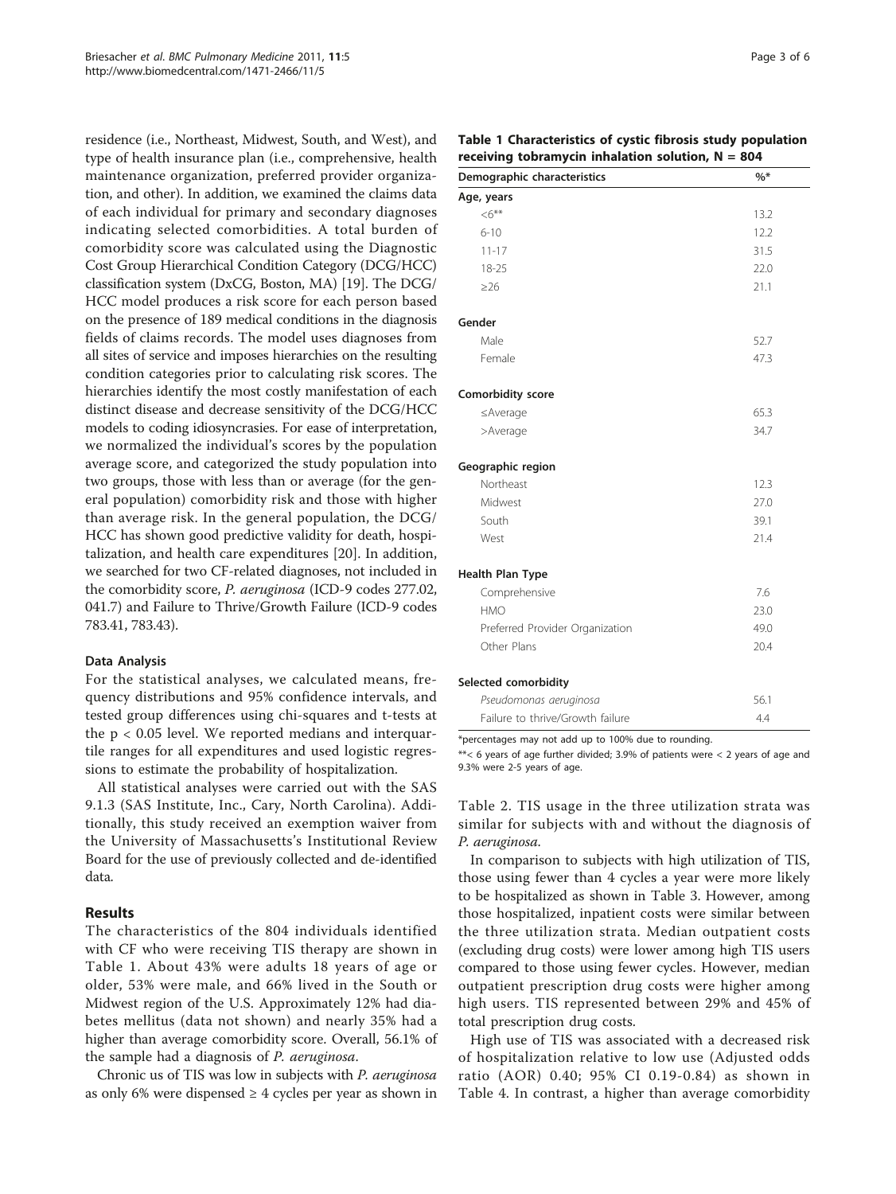residence (i.e., Northeast, Midwest, South, and West), and type of health insurance plan (i.e., comprehensive, health maintenance organization, preferred provider organization, and other). In addition, we examined the claims data of each individual for primary and secondary diagnoses indicating selected comorbidities. A total burden of comorbidity score was calculated using the Diagnostic Cost Group Hierarchical Condition Category (DCG/HCC) classification system (DxCG, Boston, MA) [19]. The DCG/HCC model produces a risk score for each person based on the presence of 189 medical conditions in the diagnosis fields of claims records. The model uses diagnoses from all sites of service and imposes hierarchies on the resulting condition categories prior to calculating risk scores. The hierarchies identify the most costly manifestation of each distinct disease and decrease sensitivity of the DCG/HCC models to coding idiosyncrasies. For ease of interpretation, we normalized the individual's scores by the population average score, and categorized the study population into two groups, those with less than or average (for the general population) comorbidity risk and those with higher than average risk. In the general population, the DCG/HCC has shown good predictive validity for death, hospitalization, and health care expenditures [20]. In addition, we searched for two CF-related diagnoses, not included in the comorbidity score, *P. aeruginosa* (ICD-9 codes 277.02, 041.7) and Failure to Thrive/Growth Failure (ICD-9 codes 783.41, 783.43).

### Data Analysis

For the statistical analyses, we calculated means, frequency distributions and 95% confidence intervals, and tested group differences using chi-squares and t-tests at the $p < 0.05$ level. We reported medians and interquartile ranges for all expenditures and used logistic regressions to estimate the probability of hospitalization.

All statistical analyses were carried out with the SAS 9.1.3 (SAS Institute, Inc., Cary, North Carolina). Additionally, this study received an exemption waiver from the University of Massachusetts's Institutional Review Board for the use of previously collected and de-identified data.

## Results

The characteristics of the 804 individuals identified with CF who were receiving TIS therapy are shown in Table 1. About 43% were adults 18 years of age or older, 53% were male, and 66% lived in the South or Midwest region of the U.S. Approximately 12% had diabetes mellitus (data not shown) and nearly 35% had a higher than average comorbidity score. Overall, 56.1% of the sample had a diagnosis of *P. aeruginosa*.

Chronic us of TIS was low in subjects with *P. aeruginosa* as only 6% were dispensed ≥ 4 cycles per year as shown in Table 2. TIS usage in the three utilization strata was similar for subjects with and without the diagnosis of *P. aeruginosa*.

In comparison to subjects with high utilization of TIS, those using fewer than 4 cycles a year were more likely to be hospitalized as shown in Table 3. However, among those hospitalized, inpatient costs were similar between the three utilization strata. Median outpatient costs (excluding drug costs) were lower among high TIS users compared to those using fewer cycles. However, median outpatient prescription drug costs were higher among high users. TIS represented between 29% and 45% of total prescription drug costs.

High use of TIS was associated with a decreased risk of hospitalization relative to low use (Adjusted odds ratio (AOR) 0.40; 95% CI 0.19-0.84) as shown in Table 4. In contrast, a higher than average comorbidity

**Table 1 Characteristics of cystic fibrosis study population receiving tobramycin inhalation solution, N = 804**

| Demographic characteristics | %* |
|---|---|
| **Age, years** | |
| <6** | 13.2 |
| 6-10 | 12.2 |
| 11-17 | 31.5 |
| 18-25 | 22.0 |
| ≥26 | 21.1 |
| **Gender** | |
| Male | 52.7 |
| Female | 47.3 |
| **Comorbidity score** | |
| ≤Average | 65.3 |
| >Average | 34.7 |
| **Geographic region** | |
| Northeast | 12.3 |
| Midwest | 27.0 |
| South | 39.1 |
| West | 21.4 |
| **Health Plan Type** | |
| Comprehensive | 7.6 |
| HMO | 23.0 |
| Preferred Provider Organization | 49.0 |
| Other Plans | 20.4 |
| **Selected comorbidity** | |
| *Pseudomonas aeruginosa* | 56.1 |
| Failure to thrive/Growth failure | 4.4 |

*percentages may not add up to 100% due to rounding.

**< 6 years of age further divided; 3.9% of patients were < 2 years of age and 9.3% were 2-5 years of age.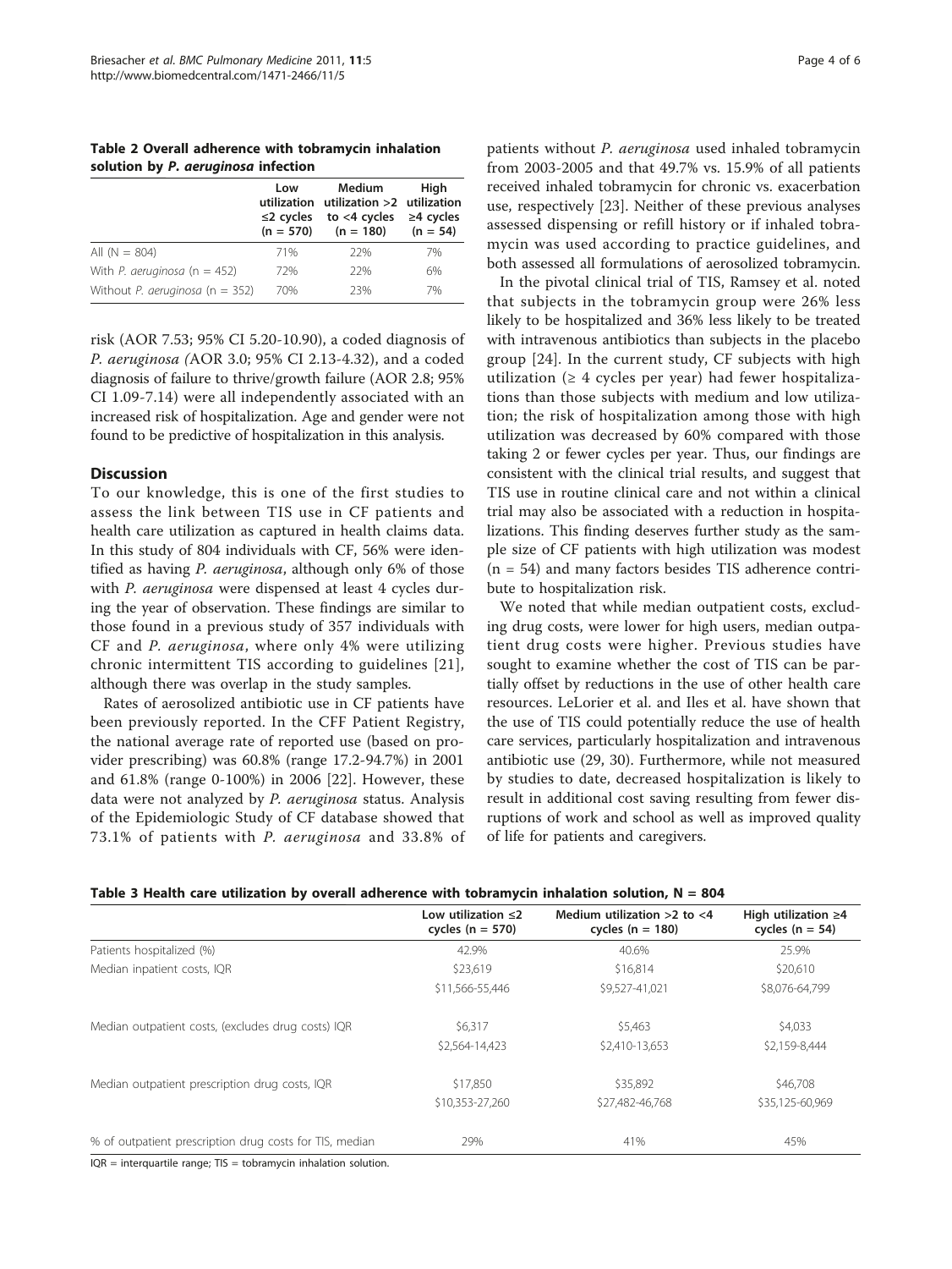**Table 2 Overall adherence with tobramycin inhalation solution by *P. aeruginosa* infection**

| | Low utilization ≤2 cycles (n = 570) | Medium utilization >2 to <4 cycles (n = 180) | High utilization ≥4 cycles (n = 54) |
|---|---|---|---|
| All (N = 804) | 71% | 22% | 7% |
| With *P. aeruginosa* (n = 452) | 72% | 22% | 6% |
| Without *P. aeruginosa* (n = 352) | 70% | 23% | 7% |

risk (AOR 7.53; 95% CI 5.20-10.90), a coded diagnosis of *P. aeruginosa (*AOR 3.0; 95% CI 2.13-4.32), and a coded diagnosis of failure to thrive/growth failure (AOR 2.8; 95% CI 1.09-7.14) were all independently associated with an increased risk of hospitalization. Age and gender were not found to be predictive of hospitalization in this analysis.

## Discussion

To our knowledge, this is one of the first studies to assess the link between TIS use in CF patients and health care utilization as captured in health claims data. In this study of 804 individuals with CF, 56% were identified as having *P. aeruginosa*, although only 6% of those with *P. aeruginosa* were dispensed at least 4 cycles during the year of observation. These findings are similar to those found in a previous study of 357 individuals with CF and *P. aeruginosa*, where only 4% were utilizing chronic intermittent TIS according to guidelines [21], although there was overlap in the study samples.

Rates of aerosolized antibiotic use in CF patients have been previously reported. In the CFF Patient Registry, the national average rate of reported use (based on provider prescribing) was 60.8% (range 17.2-94.7%) in 2001 and 61.8% (range 0-100%) in 2006 [22]. However, these data were not analyzed by *P. aeruginosa* status. Analysis of the Epidemiologic Study of CF database showed that 73.1% of patients with *P. aeruginosa* and 33.8% of patients without *P. aeruginosa* used inhaled tobramycin from 2003-2005 and that 49.7% vs. 15.9% of all patients received inhaled tobramycin for chronic vs. exacerbation use, respectively [23]. Neither of these previous analyses assessed dispensing or refill history or if inhaled tobramycin was used according to practice guidelines, and both assessed all formulations of aerosolized tobramycin.

In the pivotal clinical trial of TIS, Ramsey et al. noted that subjects in the tobramycin group were 26% less likely to be hospitalized and 36% less likely to be treated with intravenous antibiotics than subjects in the placebo group [24]. In the current study, CF subjects with high utilization (≥ 4 cycles per year) had fewer hospitalizations than those subjects with medium and low utilization; the risk of hospitalization among those with high utilization was decreased by 60% compared with those taking 2 or fewer cycles per year. Thus, our findings are consistent with the clinical trial results, and suggest that TIS use in routine clinical care and not within a clinical trial may also be associated with a reduction in hospitalizations. This finding deserves further study as the sample size of CF patients with high utilization was modest (n = 54) and many factors besides TIS adherence contribute to hospitalization risk.

We noted that while median outpatient costs, excluding drug costs, were lower for high users, median outpatient drug costs were higher. Previous studies have sought to examine whether the cost of TIS can be partially offset by reductions in the use of other health care resources. LeLorier et al. and Iles et al. have shown that the use of TIS could potentially reduce the use of health care services, particularly hospitalization and intravenous antibiotic use (29, 30). Furthermore, while not measured by studies to date, decreased hospitalization is likely to result in additional cost saving resulting from fewer disruptions of work and school as well as improved quality of life for patients and caregivers.

**Table 3 Health care utilization by overall adherence with tobramycin inhalation solution, N = 804**

| | Low utilization ≤2 cycles (n = 570) | Medium utilization >2 to <4 cycles (n = 180) | High utilization ≥4 cycles (n = 54) |
|---|---|---|---|
| Patients hospitalized (%) | 42.9% | 40.6% | 25.9% |
| Median inpatient costs, IQR | \$23,619 | \$16,814 | \$20,610 |
| | \$11,566-55,446 | \$9,527-41,021 | \$8,076-64,799 |
| Median outpatient costs, (excludes drug costs) IQR | \$6,317 | \$5,463 | \$4,033 |
| | \$2,564-14,423 | \$2,410-13,653 | \$2,159-8,444 |
| Median outpatient prescription drug costs, IQR | \$17,850 | \$35,892 | \$46,708 |
| | \$10,353-27,260 | \$27,482-46,768 | \$35,125-60,969 |
| % of outpatient prescription drug costs for TIS, median | 29% | 41% | 45% |

IQR = interquartile range; TIS = tobramycin inhalation solution.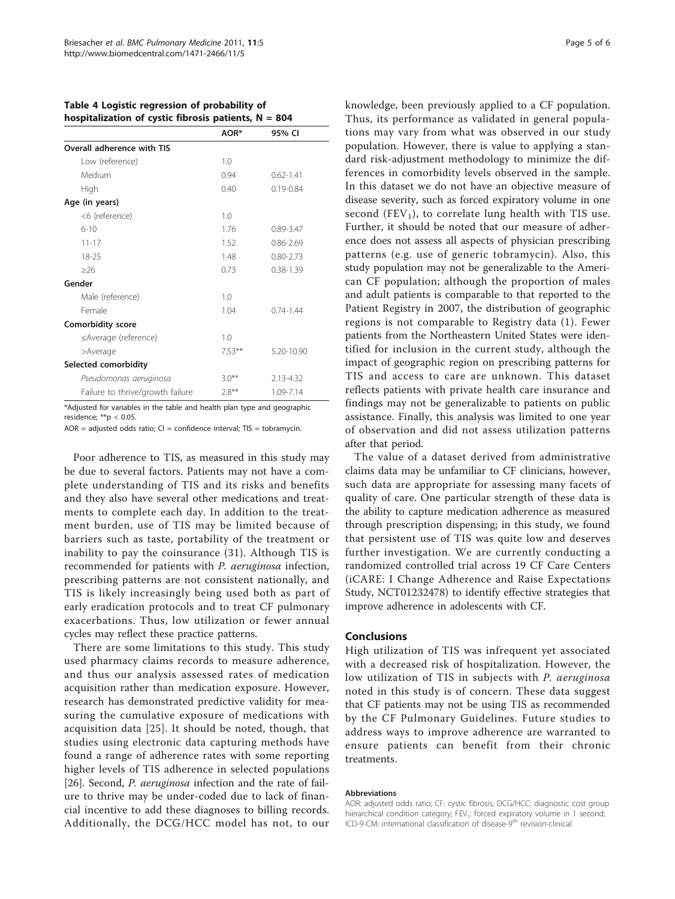**Table 4 Logistic regression of probability of hospitalization of cystic fibrosis patients, N = 804**

| | AOR* | 95% CI |
|---|---|---|
| **Overall adherence with TIS** | | |
| Low (reference) | 1.0 | |
| Medium | 0.94 | 0.62-1.41 |
| High | 0.40 | 0.19-0.84 |
| **Age (in years)** | | |
| <6 (reference) | 1.0 | |
| 6-10 | 1.76 | 0.89-3.47 |
| 11-17 | 1.52 | 0.86-2.69 |
| 18-25 | 1.48 | 0.80-2.73 |
| ≥26 | 0.73 | 0.38-1.39 |
| **Gender** | | |
| Male (reference) | 1.0 | |
| Female | 1.04 | 0.74-1.44 |
| **Comorbidity score** | | |
| ≤Average (reference) | 1.0 | |
| >Average | 7.53** | 5.20-10.90 |
| **Selected comorbidity** | | |
| *Pseudomonas aeruginosa* | 3.0** | 2.13-4.32 |
| Failure to thrive/growth failure | 2.8** | 1.09-7.14 |

*Adjusted for variables in the table and health plan type and geographic residence; **p < 0.05.

AOR = adjusted odds ratio; CI = confidence interval; TIS = tobramycin.

Poor adherence to TIS, as measured in this study may be due to several factors. Patients may not have a complete understanding of TIS and its risks and benefits and they also have several other medications and treatments to complete each day. In addition to the treatment burden, use of TIS may be limited because of barriers such as taste, portability of the treatment or inability to pay the coinsurance (31). Although TIS is recommended for patients with *P. aeruginosa* infection, prescribing patterns are not consistent nationally, and TIS is likely increasingly being used both as part of early eradication protocols and to treat CF pulmonary exacerbations. Thus, low utilization or fewer annual cycles may reflect these practice patterns.

There are some limitations to this study. This study used pharmacy claims records to measure adherence, and thus our analysis assessed rates of medication acquisition rather than medication exposure. However, research has demonstrated predictive validity for measuring the cumulative exposure of medications with acquisition data [25]. It should be noted, though, that studies using electronic data capturing methods have found a range of adherence rates with some reporting higher levels of TIS adherence in selected populations [26]. Second, *P. aeruginosa* infection and the rate of failure to thrive may be under-coded due to lack of financial incentive to add these diagnoses to billing records. Additionally, the DCG/HCC model has not, to our knowledge, been previously applied to a CF population. Thus, its performance as validated in general populations may vary from what was observed in our study population. However, there is value to applying a standard risk-adjustment methodology to minimize the differences in comorbidity levels observed in the sample. In this dataset we do not have an objective measure of disease severity, such as forced expiratory volume in one second ($FEV_1$), to correlate lung health with TIS use. Further, it should be noted that our measure of adherence does not assess all aspects of physician prescribing patterns (e.g. use of generic tobramycin). Also, this study population may not be generalizable to the American CF population; although the proportion of males and adult patients is comparable to that reported to the Patient Registry in 2007, the distribution of geographic regions is not comparable to Registry data (1). Fewer patients from the Northeastern United States were identified for inclusion in the current study, although the impact of geographic region on prescribing patterns for TIS and access to care are unknown. This dataset reflects patients with private health care insurance and findings may not be generalizable to patients on public assistance. Finally, this analysis was limited to one year of observation and did not assess utilization patterns after that period.

The value of a dataset derived from administrative claims data may be unfamiliar to CF clinicians, however, such data are appropriate for assessing many facets of quality of care. One particular strength of these data is the ability to capture medication adherence as measured through prescription dispensing; in this study, we found that persistent use of TIS was quite low and deserves further investigation. We are currently conducting a randomized controlled trial across 19 CF Care Centers (iCARE: I Change Adherence and Raise Expectations Study, NCT01232478) to identify effective strategies that improve adherence in adolescents with CF.

## Conclusions

High utilization of TIS was infrequent yet associated with a decreased risk of hospitalization. However, the low utilization of TIS in subjects with *P. aeruginosa* noted in this study is of concern. These data suggest that CF patients may not be using TIS as recommended by the CF Pulmonary Guidelines. Future studies to address ways to improve adherence are warranted to ensure patients can benefit from their chronic treatments.

#### Abbreviations

AOR: adjusted odds ratio; CF: cystic fibrosis; DCG/HCC: diagnostic cost group hierarchical condition category; $FEV_1$: forced expiratory volume in 1 second; ICD-9-CM: international classification of disease-9th revision-clinical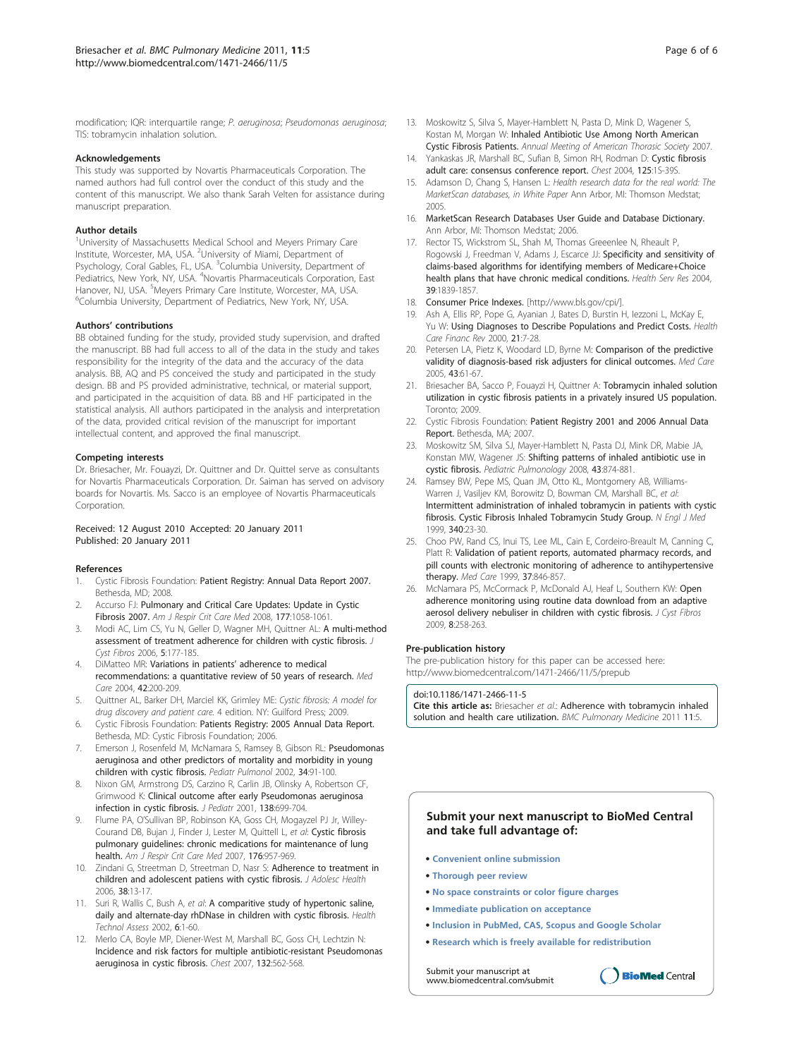modification; IQR: interquartile range; *P. aeruginosa*; *Pseudomonas aeruginosa*; TIS: tobramycin inhalation solution.

### Acknowledgements

This study was supported by Novartis Pharmaceuticals Corporation. The named authors had full control over the conduct of this study and the content of this manuscript. We also thank Sarah Velten for assistance during manuscript preparation.

### Author details

[1]University of Massachusetts Medical School and Meyers Primary Care Institute, Worcester, MA, USA. [2]University of Miami, Department of Psychology, Coral Gables, FL, USA. [3]Columbia University, Department of Pediatrics, New York, NY, USA. [4]Novartis Pharmaceuticals Corporation, East Hanover, NJ, USA. [5]Meyers Primary Care Institute, Worcester, MA, USA. [6]Columbia University, Department of Pediatrics, New York, NY, USA.

### Authors' contributions

BB obtained funding for the study, provided study supervision, and drafted the manuscript. BB had full access to all of the data in the study and takes responsibility for the integrity of the data and the accuracy of the data analysis. BB, AQ and PS conceived the study and participated in the study design. BB and PS provided administrative, technical, or material support, and participated in the acquisition of data. BB and HF participated in the statistical analysis. All authors participated in the analysis and interpretation of the data, provided critical revision of the manuscript for important intellectual content, and approved the final manuscript.

### Competing interests

Dr. Briesacher, Mr. Fouayzi, Dr. Quittner and Dr. Quittel serve as consultants for Novartis Pharmaceuticals Corporation. Dr. Saiman has served on advisory boards for Novartis. Ms. Sacco is an employee of Novartis Pharmaceuticals Corporation.

Received: 12 August 2010 Accepted: 20 January 2011
Published: 20 January 2011

### References

1. Cystic Fibrosis Foundation: **Patient Registry: Annual Data Report 2007.** Bethesda, MD; 2008.
2. Accurso FJ: **Pulmonary and Critical Care Updates: Update in Cystic Fibrosis 2007.** *Am J Respir Crit Care Med* 2008, **177**:1058-1061.
3. Modi AC, Lim CS, Yu N, Geller D, Wagner MH, Quittner AL: **A multi-method assessment of treatment adherence for children with cystic fibrosis.** *J Cyst Fibros* 2006, **5**:177-185.
4. DiMatteo MR: **Variations in patients' adherence to medical recommendations: a quantitative review of 50 years of research.** *Med Care* 2004, **42**:200-209.
5. Quittner AL, Barker DH, Marciel KK, Grimley ME: *Cystic fibrosis: A model for drug discovery and patient care.* 4 edition. NY: Guilford Press; 2009.
6. Cystic Fibrosis Foundation: **Patients Registry: 2005 Annual Data Report.** Bethesda, MD: Cystic Fibrosis Foundation; 2006.
7. Emerson J, Rosenfeld M, McNamara S, Ramsey B, Gibson RL: **Pseudomonas aeruginosa and other predictors of mortality and morbidity in young children with cystic fibrosis.** *Pediatr Pulmonol* 2002, **34**:91-100.
8. Nixon GM, Armstrong DS, Carzino R, Carlin JB, Olinsky A, Robertson CF, Grimwood K: **Clinical outcome after early Pseudomonas aeruginosa infection in cystic fibrosis.** *J Pediatr* 2001, **138**:699-704.
9. Flume PA, O'Sullivan BP, Robinson KA, Goss CH, Mogayzel PJ Jr, Willey-Courand DB, Bujan J, Finder J, Lester M, Quittell L, *et al*: **Cystic fibrosis pulmonary guidelines: chronic medications for maintenance of lung health.** *Am J Respir Crit Care Med* 2007, **176**:957-969.
10. Zindani G, Streetman D, Streetman D, Nasr S: **Adherence to treatment in children and adolescent patiens with cystic fibrosis.** *J Adolesc Health* 2006, **38**:13-17.
11. Suri R, Wallis C, Bush A, *et al*: **A comparitive study of hypertonic saline, daily and alternate-day rhDNase in children with cystic fibrosis.** *Health Technol Assess* 2002, **6**:1-60.
12. Merlo CA, Boyle MP, Diener-West M, Marshall BC, Goss CH, Lechtzin N: **Incidence and risk factors for multiple antibiotic-resistant Pseudomonas aeruginosa in cystic fibrosis.** *Chest* 2007, **132**:562-568.
13. Moskowitz S, Silva S, Mayer-Hamblett N, Pasta D, Mink D, Wagener S, Kostan M, Morgan W: **Inhaled Antibiotic Use Among North American Cystic Fibrosis Patients.** *Annual Meeting of American Thorasic Society* 2007.
14. Yankaskas JR, Marshall BC, Sufian B, Simon RH, Rodman D: **Cystic fibrosis adult care: consensus conference report.** *Chest* 2004, **125**:1S-39S.
15. Adamson D, Chang S, Hansen L: *Health research data for the real world: The MarketScan databases, in White Paper* Ann Arbor, MI: Thomson Medstat; 2005.
16. **MarketScan Research Databases User Guide and Database Dictionary.** Ann Arbor, MI: Thomson Medstat; 2006.
17. Rector TS, Wickstrom SL, Shah M, Thomas Greeenlee N, Rheault P, Rogowski J, Freedman V, Adams J, Escarce JJ: **Specificity and sensitivity of claims-based algorithms for identifying members of Medicare+Choice health plans that have chronic medical conditions.** *Health Serv Res* 2004, **39**:1839-1857.
18. **Consumer Price Indexes.** [http://www.bls.gov/cpi/].
19. Ash A, Ellis RP, Pope G, Ayanian J, Bates D, Burstin H, Iezzoni L, McKay E, Yu W: **Using Diagnoses to Describe Populations and Predict Costs.** *Health Care Financ Rev* 2000, **21**:7-28.
20. Petersen LA, Pietz K, Woodard LD, Byrne M: **Comparison of the predictive validity of diagnosis-based risk adjusters for clinical outcomes.** *Med Care* 2005, **43**:61-67.
21. Briesacher BA, Sacco P, Fouayzi H, Quittner A: **Tobramycin inhaled solution utilization in cystic fibrosis patients in a privately insured US population.** Toronto; 2009.
22. Cystic Fibrosis Foundation: **Patient Registry 2001 and 2006 Annual Data Report.** Bethesda, MA; 2007.
23. Moskowitz SM, Silva SJ, Mayer-Hamblett N, Pasta DJ, Mink DR, Mabie JA, Konstan MW, Wagener JS: **Shifting patterns of inhaled antibiotic use in cystic fibrosis.** *Pediatric Pulmonology* 2008, **43**:874-881.
24. Ramsey BW, Pepe MS, Quan JM, Otto KL, Montgomery AB, Williams-Warren J, Vasiljev KM, Borowitz D, Bowman CM, Marshall BC, *et al*: **Intermittent administration of inhaled tobramycin in patients with cystic fibrosis. Cystic Fibrosis Inhaled Tobramycin Study Group.** *N Engl J Med* 1999, **340**:23-30.
25. Choo PW, Rand CS, Inui TS, Lee ML, Cain E, Cordeiro-Breault M, Canning C, Platt R: **Validation of patient reports, automated pharmacy records, and pill counts with electronic monitoring of adherence to antihypertensive therapy.** *Med Care* 1999, **37**:846-857.
26. McNamara PS, McCormack P, McDonald AJ, Heaf L, Southern KW: **Open adherence monitoring using routine data download from an adaptive aerosol delivery nebuliser in children with cystic fibrosis.** *J Cyst Fibros* 2009, **8**:258-263.

### Pre-publication history

The pre-publication history for this paper can be accessed here:
http://www.biomedcentral.com/1471-2466/11/5/prepub

doi:10.1186/1471-2466-11-5

**Cite this article as:** Briesacher *et al.*: Adherence with tobramycin inhaled solution and health care utilization. *BMC Pulmonary Medicine* 2011 **11**:5.

**Submit your next manuscript to BioMed Central and take full advantage of:**

- Convenient online submission
- Thorough peer review
- No space constraints or color figure charges
- Immediate publication on acceptance
- Inclusion in PubMed, CAS, Scopus and Google Scholar
- Research which is freely available for redistribution

Submit your manuscript at
www.biomedcentral.com/submit

BioMed Central